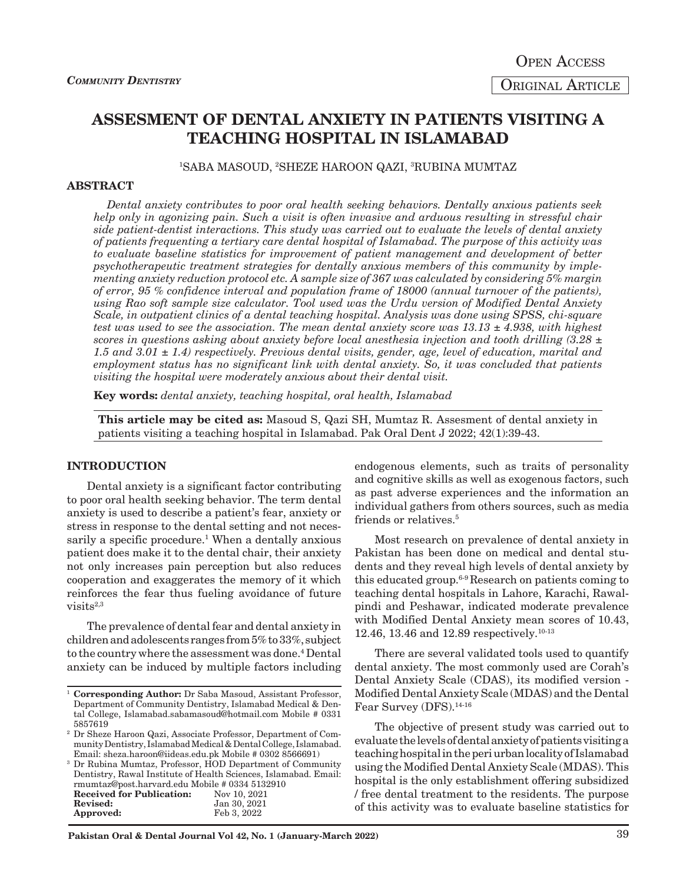*COMMUNITY DENTISTRY*

OPEN ACCESS

ORIGINAL ARTICLE

# ASSESMENT OF DENTAL ANXIETY IN PATIENTS VISITING A TEACHING HOSPITAL IN ISLAMABAD

[1]SABA MASOUD, [2]SHEZE HAROON QAZI, [3]RUBINA MUMTAZ

## ABSTRACT

*Dental anxiety contributes to poor oral health seeking behaviors. Dentally anxious patients seek help only in agonizing pain. Such a visit is often invasive and arduous resulting in stressful chair side patient-dentist interactions. This study was carried out to evaluate the levels of dental anxiety of patients frequenting a tertiary care dental hospital of Islamabad. The purpose of this activity was to evaluate baseline statistics for improvement of patient management and development of better psychotherapeutic treatment strategies for dentally anxious members of this community by implementing anxiety reduction protocol etc. A sample size of 367 was calculated by considering 5% margin of error, 95 % confidence interval and population frame of 18000 (annual turnover of the patients), using Rao soft sample size calculator. Tool used was the Urdu version of Modified Dental Anxiety Scale, in outpatient clinics of a dental teaching hospital. Analysis was done using SPSS, chi-square test was used to see the association. The mean dental anxiety score was 13.13 ± 4.938, with highest scores in questions asking about anxiety before local anesthesia injection and tooth drilling (3.28 ± 1.5 and 3.01 ± 1.4) respectively. Previous dental visits, gender, age, level of education, marital and employment status has no significant link with dental anxiety. So, it was concluded that patients visiting the hospital were moderately anxious about their dental visit.*

**Key words:** *dental anxiety, teaching hospital, oral health, Islamabad*

**This article may be cited as:** Masoud S, Qazi SH, Mumtaz R. Assesment of dental anxiety in patients visiting a teaching hospital in Islamabad. Pak Oral Dent J 2022; 42(1):39-43.

## INTRODUCTION

Dental anxiety is a significant factor contributing to poor oral health seeking behavior. The term dental anxiety is used to describe a patient's fear, anxiety or stress in response to the dental setting and not necessarily a specific procedure.[1] When a dentally anxious patient does make it to the dental chair, their anxiety not only increases pain perception but also reduces cooperation and exaggerates the memory of it which reinforces the fear thus fueling avoidance of future visits[2,3]

The prevalence of dental fear and dental anxiety in children and adolescents ranges from 5% to 33%, subject to the country where the assessment was done.[4] Dental anxiety can be induced by multiple factors including endogenous elements, such as traits of personality and cognitive skills as well as exogenous factors, such as past adverse experiences and the information an individual gathers from others sources, such as media friends or relatives.[5]

Most research on prevalence of dental anxiety in Pakistan has been done on medical and dental students and they reveal high levels of dental anxiety by this educated group.[6-9] Research on patients coming to teaching dental hospitals in Lahore, Karachi, Rawalpindi and Peshawar, indicated moderate prevalence with Modified Dental Anxiety mean scores of 10.43, 12.46, 13.46 and 12.89 respectively.[10-13]

There are several validated tools used to quantify dental anxiety. The most commonly used are Corah's Dental Anxiety Scale (CDAS), its modified version - Modified Dental Anxiety Scale (MDAS) and the Dental Fear Survey (DFS).[14-16]

The objective of present study was carried out to evaluate the levels of dental anxiety of patients visiting a teaching hospital in the peri urban locality of Islamabad using the Modified Dental Anxiety Scale (MDAS). This hospital is the only establishment offering subsidized / free dental treatment to the residents. The purpose of this activity was to evaluate baseline statistics for

---

[1] **Corresponding Author:** Dr Saba Masoud, Assistant Professor, Department of Community Dentistry, Islamabad Medical & Dental College, Islamabad.sabamasoud@hotmail.com Mobile # 0331 5857619

[2] Dr Sheze Haroon Qazi, Associate Professor, Department of Community Dentistry, Islamabad Medical & Dental College, Islamabad. Email: sheza.haroon@iideas.edu.pk Mobile # 0302 8566691)

[3] Dr Rubina Mumtaz, Professor, HOD Department of Community Dentistry, Rawal Institute of Health Sciences, Islamabad. Email: rmumtaz@post.harvard.edu Mobile # 0334 5132910

| | |
|---|---|
| **Received for Publication:** | Nov 10, 2021 |
| **Revised:** | Jan 30, 2021 |
| **Approved:** | Feb 3, 2022 |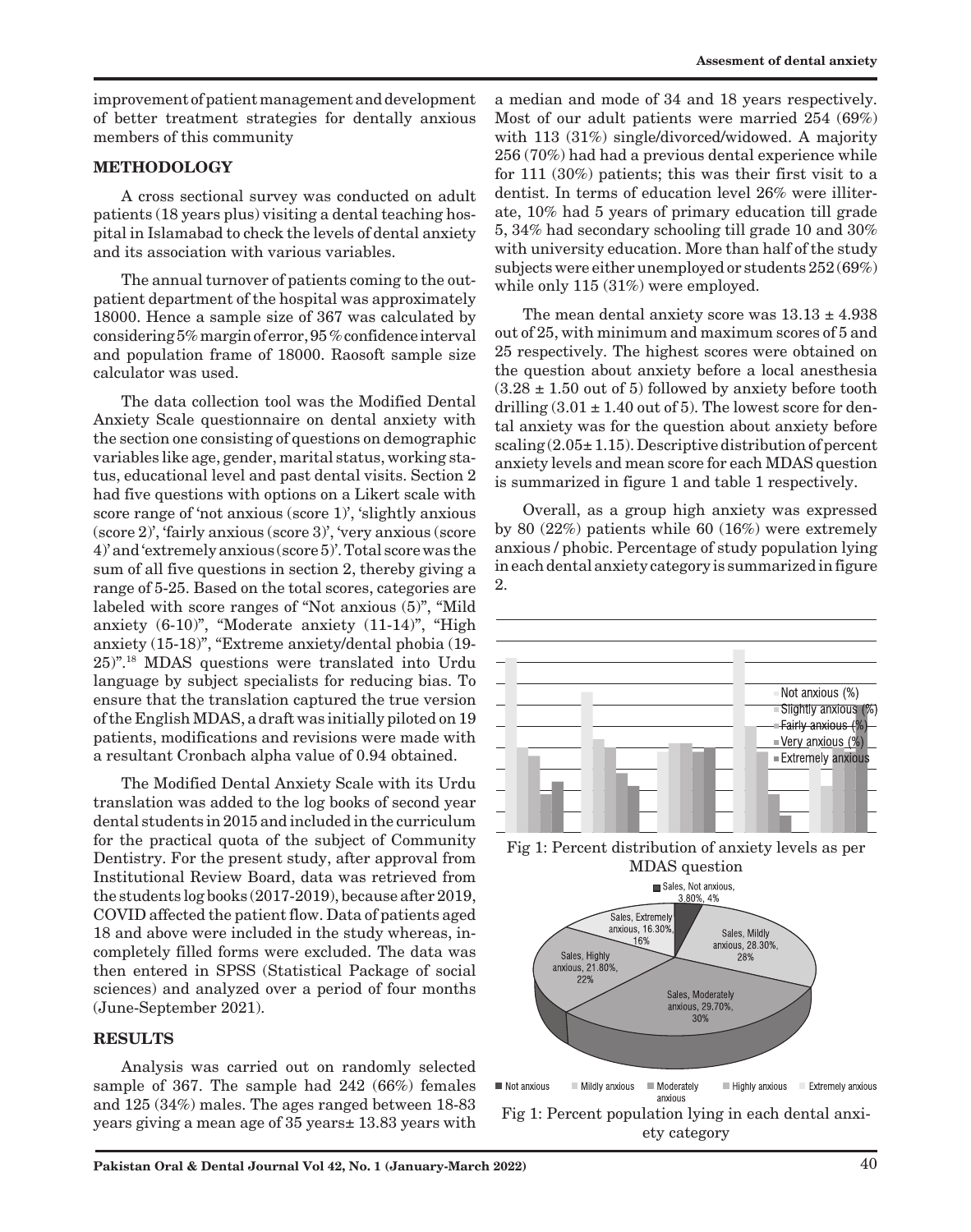improvement of patient management and development of better treatment strategies for dentally anxious members of this community

## METHODOLOGY

A cross sectional survey was conducted on adult patients (18 years plus) visiting a dental teaching hospital in Islamabad to check the levels of dental anxiety and its association with various variables.

The annual turnover of patients coming to the outpatient department of the hospital was approximately 18000. Hence a sample size of 367 was calculated by considering 5% margin of error, 95 % confidence interval and population frame of 18000. Raosoft sample size calculator was used.

The data collection tool was the Modified Dental Anxiety Scale questionnaire on dental anxiety with the section one consisting of questions on demographic variables like age, gender, marital status, working status, educational level and past dental visits. Section 2 had five questions with options on a Likert scale with score range of 'not anxious (score 1)', 'slightly anxious (score 2)', 'fairly anxious (score 3)', 'very anxious (score 4)' and 'extremely anxious (score 5)'. Total score was the sum of all five questions in section 2, thereby giving a range of 5-25. Based on the total scores, categories are labeled with score ranges of "Not anxious (5)", "Mild anxiety (6-10)", "Moderate anxiety (11-14)", "High anxiety (15-18)", "Extreme anxiety/dental phobia (19-25)".[18] MDAS questions were translated into Urdu language by subject specialists for reducing bias. To ensure that the translation captured the true version of the English MDAS, a draft was initially piloted on 19 patients, modifications and revisions were made with a resultant Cronbach alpha value of 0.94 obtained.

The Modified Dental Anxiety Scale with its Urdu translation was added to the log books of second year dental students in 2015 and included in the curriculum for the practical quota of the subject of Community Dentistry. For the present study, after approval from Institutional Review Board, data was retrieved from the students log books (2017-2019), because after 2019, COVID affected the patient flow. Data of patients aged 18 and above were included in the study whereas, incompletely filled forms were excluded. The data was then entered in SPSS (Statistical Package of social sciences) and analyzed over a period of four months (June-September 2021).

## RESULTS

Analysis was carried out on randomly selected sample of 367. The sample had 242 (66%) females and 125 (34%) males. The ages ranged between 18-83 years giving a mean age of 35 years± 13.83 years with a median and mode of 34 and 18 years respectively. Most of our adult patients were married 254 (69%) with 113 (31%) single/divorced/widowed. A majority 256 (70%) had had a previous dental experience while for 111 (30%) patients; this was their first visit to a dentist. In terms of education level 26% were illiterate, 10% had 5 years of primary education till grade 5, 34% had secondary schooling till grade 10 and 30% with university education. More than half of the study subjects were either unemployed or students 252 (69%) while only 115 (31%) were employed.

The mean dental anxiety score was 13.13 ± 4.938 out of 25, with minimum and maximum scores of 5 and 25 respectively. The highest scores were obtained on the question about anxiety before a local anesthesia (3.28 ± 1.50 out of 5) followed by anxiety before tooth drilling (3.01 ± 1.40 out of 5). The lowest score for dental anxiety was for the question about anxiety before scaling (2.05± 1.15). Descriptive distribution of percent anxiety levels and mean score for each MDAS question is summarized in figure 1 and table 1 respectively.

Overall, as a group high anxiety was expressed by 80 (22%) patients while 60 (16%) were extremely anxious / phobic. Percentage of study population lying in each dental anxiety category is summarized in figure 2.

Fig 1: Percent distribution of anxiety levels as per MDAS question

Fig 1: Percent population lying in each dental anxiety category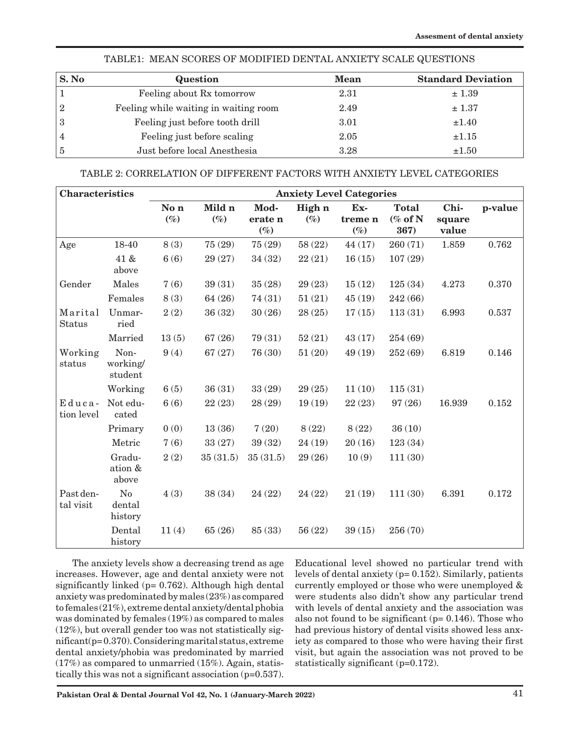TABLE1: MEAN SCORES OF MODIFIED DENTAL ANXIETY SCALE QUESTIONS

| S. No | Question | Mean | Standard Deviation |
|---|---|---|---|
| 1 | Feeling about Rx tomorrow | 2.31 | ± 1.39 |
| 2 | Feeling while waiting in waiting room | 2.49 | ± 1.37 |
| 3 | Feeling just before tooth drill | 3.01 | ±1.40 |
| 4 | Feeling just before scaling | 2.05 | ±1.15 |
| 5 | Just before local Anesthesia | 3.28 | ±1.50 |

TABLE 2: CORRELATION OF DIFFERENT FACTORS WITH ANXIETY LEVEL CATEGORIES

| Characteristics | | Anxiety Level Categories | | | | | | | |
|---|---|---|---|---|---|---|---|---|---|
| | | No n (%) | Mild n (%) | Moderate n (%) | High n (%) | Extreme n (%) | Total (% of N 367) | Chi-square value | p-value |
| Age | 18-40 | 8 (3) | 75 (29) | 75 (29) | 58 (22) | 44 (17) | 260 (71) | 1.859 | 0.762 |
| | 41 & above | 6 (6) | 29 (27) | 34 (32) | 22 (21) | 16 (15) | 107 (29) | | |
| Gender | Males | 7 (6) | 39 (31) | 35 (28) | 29 (23) | 15 (12) | 125 (34) | 4.273 | 0.370 |
| | Females | 8 (3) | 64 (26) | 74 (31) | 51 (21) | 45 (19) | 242 (66) | | |
| Marital Status | Unmarried | 2 (2) | 36 (32) | 30 (26) | 28 (25) | 17 (15) | 113 (31) | 6.993 | 0.537 |
| | Married | 13 (5) | 67 (26) | 79 (31) | 52 (21) | 43 (17) | 254 (69) | | |
| Working status | Non-working/ student | 9 (4) | 67 (27) | 76 (30) | 51 (20) | 49 (19) | 252 (69) | 6.819 | 0.146 |
| | Working | 6 (5) | 36 (31) | 33 (29) | 29 (25) | 11 (10) | 115 (31) | | |
| Education level | Not educated | 6 (6) | 22 (23) | 28 (29) | 19 (19) | 22 (23) | 97 (26) | 16.939 | 0.152 |
| | Primary | 0 (0) | 13 (36) | 7 (20) | 8 (22) | 8 (22) | 36 (10) | | |
| | Metric | 7 (6) | 33 (27) | 39 (32) | 24 (19) | 20 (16) | 123 (34) | | |
| | Graduation & above | 2 (2) | 35 (31.5) | 35 (31.5) | 29 (26) | 10 (9) | 111 (30) | | |
| Past dental visit | No dental history | 4 (3) | 38 (34) | 24 (22) | 24 (22) | 21 (19) | 111 (30) | 6.391 | 0.172 |
| | Dental history | 11 (4) | 65 (26) | 85 (33) | 56 (22) | 39 (15) | 256 (70) | | |

The anxiety levels show a decreasing trend as age increases. However, age and dental anxiety were not significantly linked (p= 0.762). Although high dental anxiety was predominated by males (23%) as compared to females (21%), extreme dental anxiety/dental phobia was dominated by females (19%) as compared to males (12%), but overall gender too was not statistically significant(p= 0.370). Considering marital status, extreme dental anxiety/phobia was predominated by married (17%) as compared to unmarried (15%). Again, statistically this was not a significant association (p=0.537). Educational level showed no particular trend with levels of dental anxiety (p= 0.152). Similarly, patients currently employed or those who were unemployed & were students also didn't show any particular trend with levels of dental anxiety and the association was also not found to be significant (p= 0.146). Those who had previous history of dental visits showed less anxiety as compared to those who were having their first visit, but again the association was not proved to be statistically significant (p=0.172).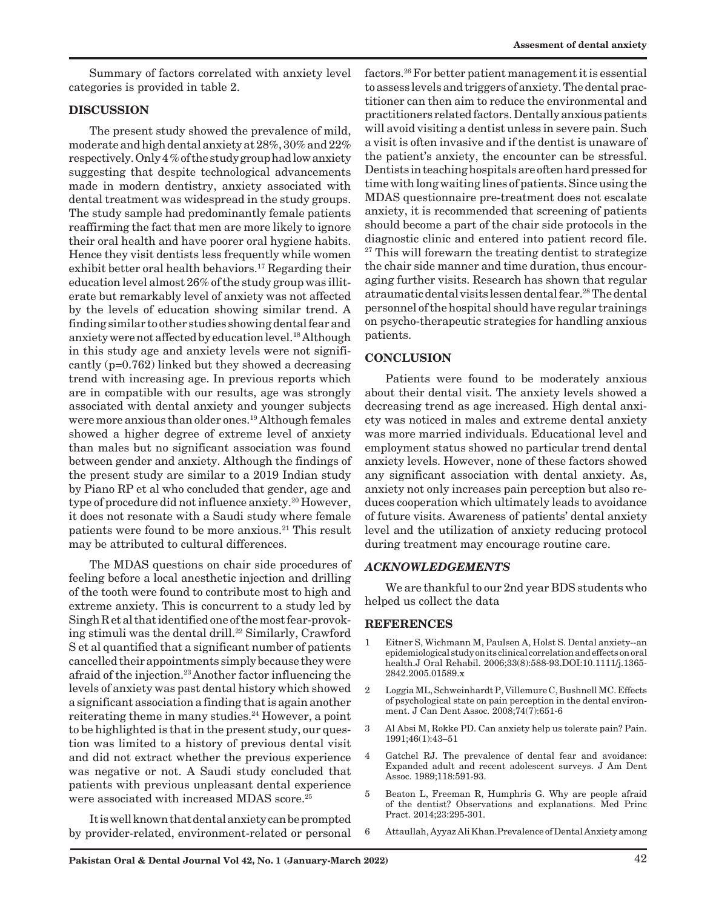Summary of factors correlated with anxiety level categories is provided in table 2.

## DISCUSSION

The present study showed the prevalence of mild, moderate and high dental anxiety at 28%, 30% and 22% respectively. Only 4 % of the study group had low anxiety suggesting that despite technological advancements made in modern dentistry, anxiety associated with dental treatment was widespread in the study groups. The study sample had predominantly female patients reaffirming the fact that men are more likely to ignore their oral health and have poorer oral hygiene habits. Hence they visit dentists less frequently while women exhibit better oral health behaviors.[17] Regarding their education level almost 26% of the study group was illiterate but remarkably level of anxiety was not affected by the levels of education showing similar trend. A finding similar to other studies showing dental fear and anxiety were not affected by education level.[18] Although in this study age and anxiety levels were not significantly (p=0.762) linked but they showed a decreasing trend with increasing age. In previous reports which are in compatible with our results, age was strongly associated with dental anxiety and younger subjects were more anxious than older ones.[19] Although females showed a higher degree of extreme level of anxiety than males but no significant association was found between gender and anxiety. Although the findings of the present study are similar to a 2019 Indian study by Piano RP et al who concluded that gender, age and type of procedure did not influence anxiety.[20] However, it does not resonate with a Saudi study where female patients were found to be more anxious.[21] This result may be attributed to cultural differences.

The MDAS questions on chair side procedures of feeling before a local anesthetic injection and drilling of the tooth were found to contribute most to high and extreme anxiety. This is concurrent to a study led by Singh R et al that identified one of the most fear-provoking stimuli was the dental drill.[22] Similarly, Crawford S et al quantified that a significant number of patients cancelled their appointments simply because they were afraid of the injection.[23] Another factor influencing the levels of anxiety was past dental history which showed a significant association a finding that is again another reiterating theme in many studies.[24] However, a point to be highlighted is that in the present study, our question was limited to a history of previous dental visit and did not extract whether the previous experience was negative or not. A Saudi study concluded that patients with previous unpleasant dental experience were associated with increased MDAS score.[25]

It is well known that dental anxiety can be prompted by provider-related, environment-related or personal factors.[26] For better patient management it is essential to assess levels and triggers of anxiety. The dental practitioner can then aim to reduce the environmental and practitioners related factors. Dentally anxious patients will avoid visiting a dentist unless in severe pain. Such a visit is often invasive and if the dentist is unaware of the patient's anxiety, the encounter can be stressful. Dentists in teaching hospitals are often hard pressed for time with long waiting lines of patients. Since using the MDAS questionnaire pre-treatment does not escalate anxiety, it is recommended that screening of patients should become a part of the chair side protocols in the diagnostic clinic and entered into patient record file.[27] This will forewarn the treating dentist to strategize the chair side manner and time duration, thus encouraging further visits. Research has shown that regular atraumatic dental visits lessen dental fear.[28] The dental personnel of the hospital should have regular trainings on psycho-therapeutic strategies for handling anxious patients.

## CONCLUSION

Patients were found to be moderately anxious about their dental visit. The anxiety levels showed a decreasing trend as age increased. High dental anxiety was noticed in males and extreme dental anxiety was more married individuals. Educational level and employment status showed no particular trend dental anxiety levels. However, none of these factors showed any significant association with dental anxiety. As, anxiety not only increases pain perception but also reduces cooperation which ultimately leads to avoidance of future visits. Awareness of patients' dental anxiety level and the utilization of anxiety reducing protocol during treatment may encourage routine care.

## *ACKNOWLEDGEMENTS*

We are thankful to our 2nd year BDS students who helped us collect the data

## REFERENCES

1. Eitner S, Wichmann M, Paulsen A, Holst S. Dental anxiety--an epidemiological study on its clinical correlation and effects on oral health.J Oral Rehabil. 2006;33(8):588-93.DOI:10.1111/j.1365-2842.2005.01589.x
2. Loggia ML, Schweinhardt P, Villemure C, Bushnell MC. Effects of psychological state on pain perception in the dental environment. J Can Dent Assoc. 2008;74(7):651-6
3. Al Absi M, Rokke PD. Can anxiety help us tolerate pain? Pain. 1991;46(1):43–51
4. Gatchel RJ. The prevalence of dental fear and avoidance: Expanded adult and recent adolescent surveys. J Am Dent Assoc. 1989;118:591-93.
5. Beaton L, Freeman R, Humphris G. Why are people afraid of the dentist? Observations and explanations. Med Princ Pract. 2014;23:295-301.
6. Attaullah, Ayyaz Ali Khan.Prevalence of Dental Anxiety among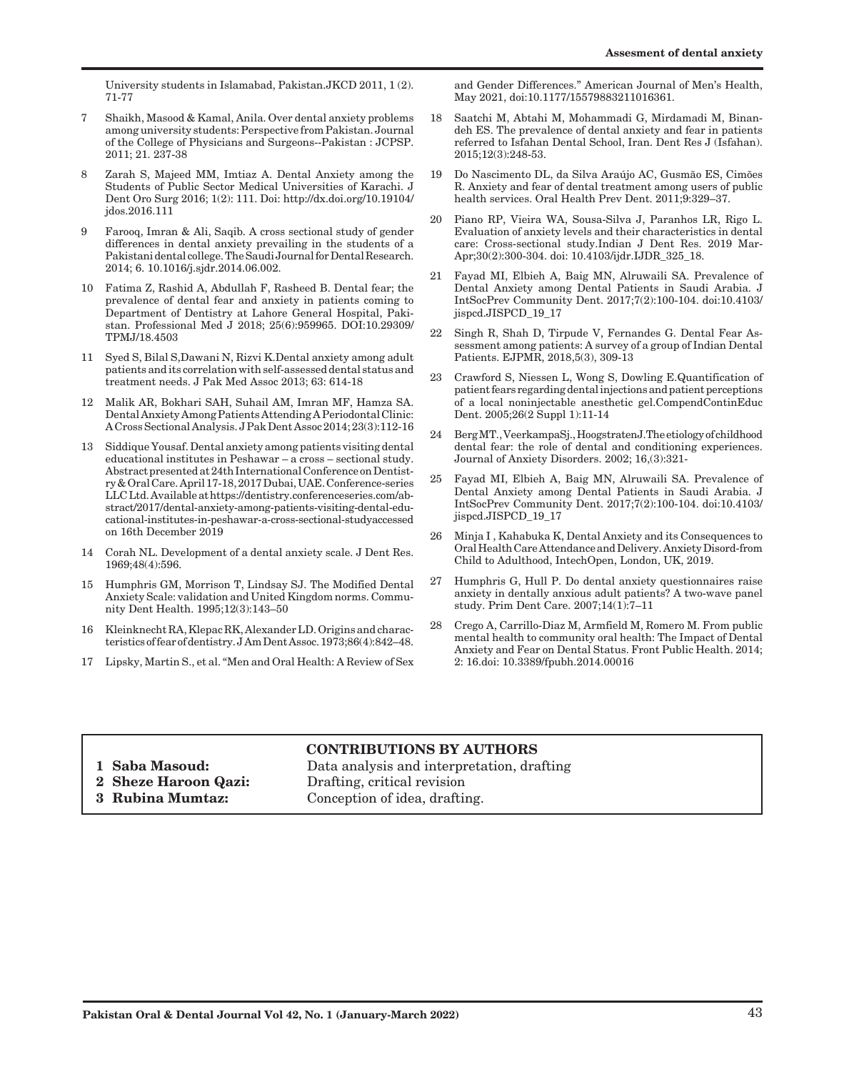University students in Islamabad, Pakistan.JKCD 2011, 1 (2). 71-77

7 Shaikh, Masood & Kamal, Anila. Over dental anxiety problems among university students: Perspective from Pakistan. Journal of the College of Physicians and Surgeons--Pakistan : JCPSP. 2011; 21. 237-38

8 Zarah S, Majeed MM, Imtiaz A. Dental Anxiety among the Students of Public Sector Medical Universities of Karachi. J Dent Oro Surg 2016; 1(2): 111. Doi: http://dx.doi.org/10.19104/jdos.2016.111

9 Farooq, Imran & Ali, Saqib. A cross sectional study of gender differences in dental anxiety prevailing in the students of a Pakistani dental college. The Saudi Journal for Dental Research. 2014; 6. 10.1016/j.sjdr.2014.06.002.

10 Fatima Z, Rashid A, Abdullah F, Rasheed B. Dental fear; the prevalence of dental fear and anxiety in patients coming to Department of Dentistry at Lahore General Hospital, Pakistan. Professional Med J 2018; 25(6):959965. DOI:10.29309/TPMJ/18.4503

11 Syed S, Bilal S,Dawani N, Rizvi K.Dental anxiety among adult patients and its correlation with self-assessed dental status and treatment needs. J Pak Med Assoc 2013; 63: 614-18

12 Malik AR, Bokhari SAH, Suhail AM, Imran MF, Hamza SA. Dental Anxiety Among Patients Attending A Periodontal Clinic: A Cross Sectional Analysis. J Pak Dent Assoc 2014; 23(3):112-16

13 Siddique Yousaf. Dental anxiety among patients visiting dental educational institutes in Peshawar – a cross – sectional study. Abstract presented at 24th International Conference on Dentistry & Oral Care. April 17-18, 2017 Dubai, UAE. Conference-series LLC Ltd. Available at https://dentistry.conferenceseries.com/abstract/2017/dental-anxiety-among-patients-visiting-dental-educational-institutes-in-peshawar-a-cross-sectional-studyaccessed on 16th December 2019

14 Corah NL. Development of a dental anxiety scale. J Dent Res. 1969;48(4):596.

15 Humphris GM, Morrison T, Lindsay SJ. The Modified Dental Anxiety Scale: validation and United Kingdom norms. Community Dent Health. 1995;12(3):143–50

16 Kleinknecht RA, Klepac RK, Alexander LD. Origins and characteristics of fear of dentistry. J Am Dent Assoc. 1973;86(4):842–48.

17 Lipsky, Martin S., et al. "Men and Oral Health: A Review of Sex and Gender Differences." American Journal of Men's Health, May 2021, doi:10.1177/15579883211016361.

18 Saatchi M, Abtahi M, Mohammadi G, Mirdamadi M, Binandeh ES. The prevalence of dental anxiety and fear in patients referred to Isfahan Dental School, Iran. Dent Res J (Isfahan). 2015;12(3):248-53.

19 Do Nascimento DL, da Silva Araújo AC, Gusmão ES, Cimões R. Anxiety and fear of dental treatment among users of public health services. Oral Health Prev Dent. 2011;9:329–37.

20 Piano RP, Vieira WA, Sousa-Silva J, Paranhos LR, Rigo L. Evaluation of anxiety levels and their characteristics in dental care: Cross-sectional study.Indian J Dent Res. 2019 Mar-Apr;30(2):300-304. doi: 10.4103/ijdr.IJDR_325_18.

21 Fayad MI, Elbieh A, Baig MN, Alruwaili SA. Prevalence of Dental Anxiety among Dental Patients in Saudi Arabia. J IntSocPrev Community Dent. 2017;7(2):100-104. doi:10.4103/jispcd.JISPCD_19_17

22 Singh R, Shah D, Tirpude V, Fernandes G. Dental Fear Assessment among patients: A survey of a group of Indian Dental Patients. EJPMR, 2018,5(3), 309-13

23 Crawford S, Niessen L, Wong S, Dowling E.Quantification of patient fears regarding dental injections and patient perceptions of a local noninjectable anesthetic gel.CompendContinEduc Dent. 2005;26(2 Suppl 1):11-14

24 BergMT., VeerkampaSj., HoogstratenJ.The etiology of childhood dental fear: the role of dental and conditioning experiences. Journal of Anxiety Disorders. 2002; 16,(3):321-

25 Fayad MI, Elbieh A, Baig MN, Alruwaili SA. Prevalence of Dental Anxiety among Dental Patients in Saudi Arabia. J IntSocPrev Community Dent. 2017;7(2):100-104. doi:10.4103/jispcd.JISPCD_19_17

26 Minja I , Kahabuka K, Dental Anxiety and its Consequences to Oral Health Care Attendance and Delivery. Anxiety Disord-from Child to Adulthood, IntechOpen, London, UK, 2019.

27 Humphris G, Hull P. Do dental anxiety questionnaires raise anxiety in dentally anxious adult patients? A two-wave panel study. Prim Dent Care. 2007;14(1):7–11

28 Crego A, Carrillo-Diaz M, Armfield M, Romero M. From public mental health to community oral health: The Impact of Dental Anxiety and Fear on Dental Status. Front Public Health. 2014; 2: 16.doi: 10.3389/fpubh.2014.00016

## CONTRIBUTIONS BY AUTHORS

| | |
|---|---|
| **1 Saba Masoud:** | Data analysis and interpretation, drafting |
| **2 Sheze Haroon Qazi:** | Drafting, critical revision |
| **3 Rubina Mumtaz:** | Conception of idea, drafting. |